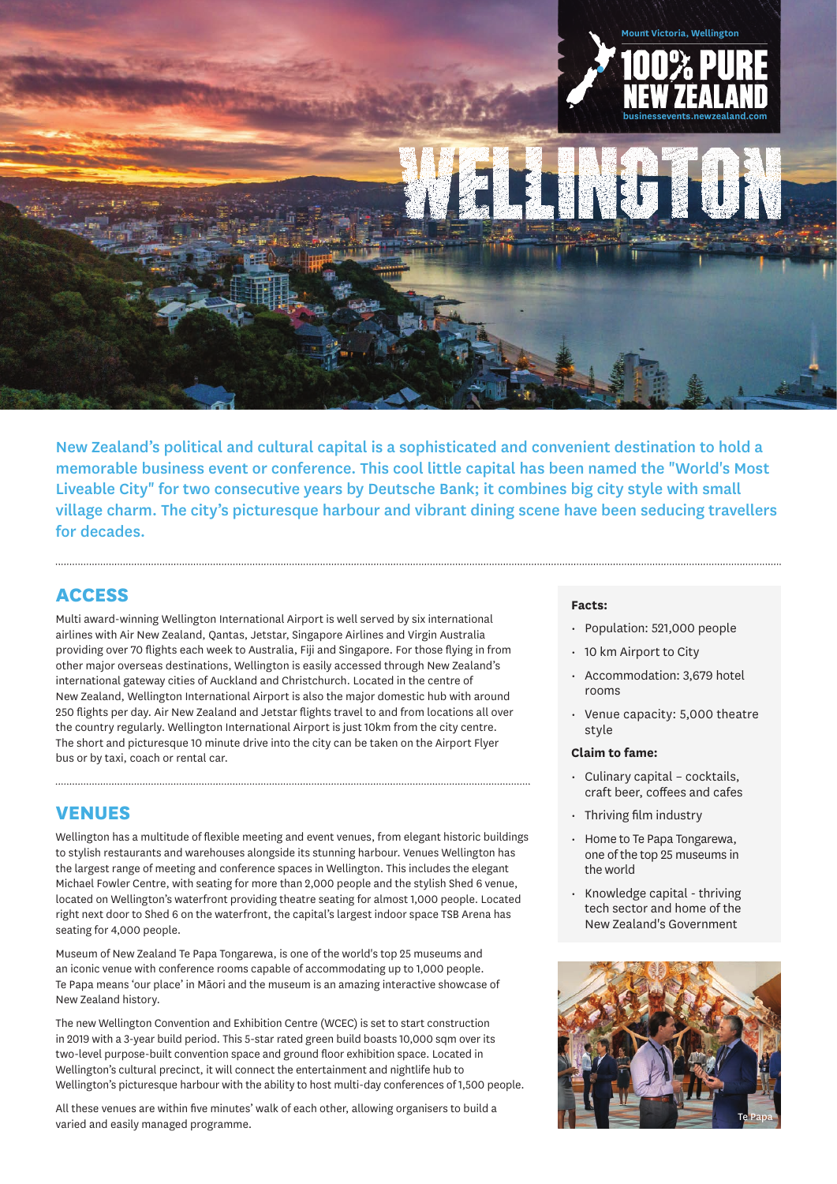Mount Victoria, Wellington

100% PURE NEW ZEALAND

businessevents.newzealand.com

# WELLINGTON

New Zealand's political and cultural capital is a sophisticated and convenient destination to hold a memorable business event or conference. This cool little capital has been named the "World's Most Liveable City" for two consecutive years by Deutsche Bank; it combines big city style with small village charm. The city's picturesque harbour and vibrant dining scene have been seducing travellers for decades.

## ACCESS

Multi award-winning Wellington International Airport is well served by six international airlines with Air New Zealand, Qantas, Jetstar, Singapore Airlines and Virgin Australia providing over 70 flights each week to Australia, Fiji and Singapore. For those flying in from other major overseas destinations, Wellington is easily accessed through New Zealand's international gateway cities of Auckland and Christchurch. Located in the centre of New Zealand, Wellington International Airport is also the major domestic hub with around 250 flights per day. Air New Zealand and Jetstar flights travel to and from locations all over the country regularly. Wellington International Airport is just 10km from the city centre. The short and picturesque 10 minute drive into the city can be taken on the Airport Flyer bus or by taxi, coach or rental car.

## VENUES

Wellington has a multitude of flexible meeting and event venues, from elegant historic buildings to stylish restaurants and warehouses alongside its stunning harbour. Venues Wellington has the largest range of meeting and conference spaces in Wellington. This includes the elegant Michael Fowler Centre, with seating for more than 2,000 people and the stylish Shed 6 venue, located on Wellington's waterfront providing theatre seating for almost 1,000 people. Located right next door to Shed 6 on the waterfront, the capital's largest indoor space TSB Arena has seating for 4,000 people.

Museum of New Zealand Te Papa Tongarewa, is one of the world's top 25 museums and an iconic venue with conference rooms capable of accommodating up to 1,000 people. Te Papa means 'our place' in Māori and the museum is an amazing interactive showcase of New Zealand history.

The new Wellington Convention and Exhibition Centre (WCEC) is set to start construction in 2019 with a 3-year build period. This 5-star rated green build boasts 10,000 sqm over its two-level purpose-built convention space and ground floor exhibition space. Located in Wellington's cultural precinct, it will connect the entertainment and nightlife hub to Wellington's picturesque harbour with the ability to host multi-day conferences of 1,500 people.

All these venues are within five minutes' walk of each other, allowing organisers to build a varied and easily managed programme.

**Facts:**

- Population: 521,000 people
- 10 km Airport to City
- Accommodation: 3,679 hotel rooms
- Venue capacity: 5,000 theatre style

**Claim to fame:**

- Culinary capital – cocktails, craft beer, coffees and cafes
- Thriving film industry
- Home to Te Papa Tongarewa, one of the top 25 museums in the world
- Knowledge capital - thriving tech sector and home of the New Zealand's Government

Te Papa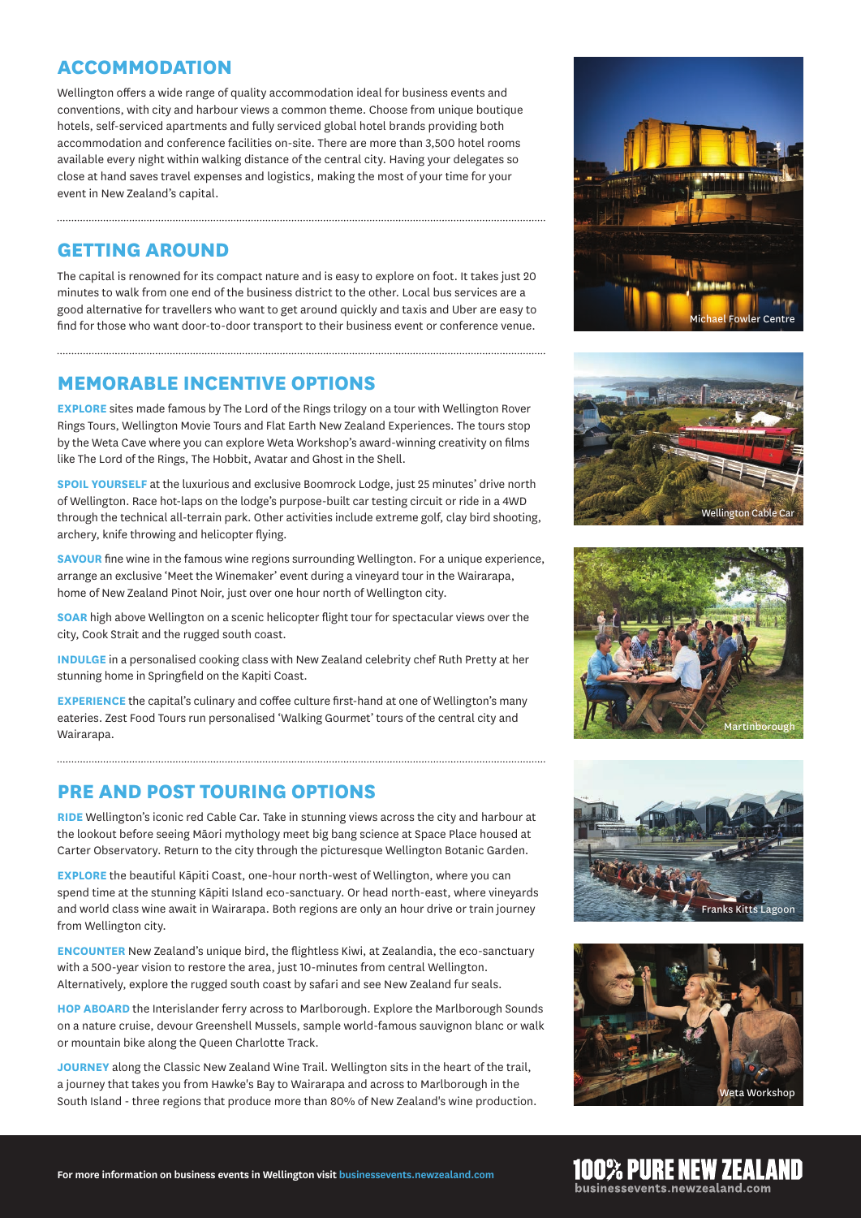## ACCOMMODATION

Wellington offers a wide range of quality accommodation ideal for business events and conventions, with city and harbour views a common theme. Choose from unique boutique hotels, self-serviced apartments and fully serviced global hotel brands providing both accommodation and conference facilities on-site. There are more than 3,500 hotel rooms available every night within walking distance of the central city. Having your delegates so close at hand saves travel expenses and logistics, making the most of your time for your event in New Zealand's capital.

## GETTING AROUND

The capital is renowned for its compact nature and is easy to explore on foot. It takes just 20 minutes to walk from one end of the business district to the other. Local bus services are a good alternative for travellers who want to get around quickly and taxis and Uber are easy to find for those who want door-to-door transport to their business event or conference venue.

## MEMORABLE INCENTIVE OPTIONS

**EXPLORE** sites made famous by The Lord of the Rings trilogy on a tour with Wellington Rover Rings Tours, Wellington Movie Tours and Flat Earth New Zealand Experiences. The tours stop by the Weta Cave where you can explore Weta Workshop's award-winning creativity on films like The Lord of the Rings, The Hobbit, Avatar and Ghost in the Shell.

**SPOIL YOURSELF** at the luxurious and exclusive Boomrock Lodge, just 25 minutes' drive north of Wellington. Race hot-laps on the lodge's purpose-built car testing circuit or ride in a 4WD through the technical all-terrain park. Other activities include extreme golf, clay bird shooting, archery, knife throwing and helicopter flying.

**SAVOUR** fine wine in the famous wine regions surrounding Wellington. For a unique experience, arrange an exclusive 'Meet the Winemaker' event during a vineyard tour in the Wairarapa, home of New Zealand Pinot Noir, just over one hour north of Wellington city.

**SOAR** high above Wellington on a scenic helicopter flight tour for spectacular views over the city, Cook Strait and the rugged south coast.

**INDULGE** in a personalised cooking class with New Zealand celebrity chef Ruth Pretty at her stunning home in Springfield on the Kapiti Coast.

**EXPERIENCE** the capital's culinary and coffee culture first-hand at one of Wellington's many eateries. Zest Food Tours run personalised 'Walking Gourmet' tours of the central city and Wairarapa.

## PRE AND POST TOURING OPTIONS

**RIDE** Wellington's iconic red Cable Car. Take in stunning views across the city and harbour at the lookout before seeing Māori mythology meet big bang science at Space Place housed at Carter Observatory. Return to the city through the picturesque Wellington Botanic Garden.

**EXPLORE** the beautiful Kāpiti Coast, one-hour north-west of Wellington, where you can spend time at the stunning Kāpiti Island eco-sanctuary. Or head north-east, where vineyards and world class wine await in Wairarapa. Both regions are only an hour drive or train journey from Wellington city.

**ENCOUNTER** New Zealand's unique bird, the flightless Kiwi, at Zealandia, the eco-sanctuary with a 500-year vision to restore the area, just 10-minutes from central Wellington. Alternatively, explore the rugged south coast by safari and see New Zealand fur seals.

**HOP ABOARD** the Interislander ferry across to Marlborough. Explore the Marlborough Sounds on a nature cruise, devour Greenshell Mussels, sample world-famous sauvignon blanc or walk or mountain bike along the Queen Charlotte Track.

**JOURNEY** along the Classic New Zealand Wine Trail. Wellington sits in the heart of the trail, a journey that takes you from Hawke's Bay to Wairarapa and across to Marlborough in the South Island - three regions that produce more than 80% of New Zealand's wine production.

Michael Fowler Centre

Wellington Cable Car

Martinborough

Franks Kitts Lagoon

Weta Workshop

For more information on business events in Wellington visit businessevents.newzealand.com

100% PURE NEW ZEALAND
businessevents.newzealand.com